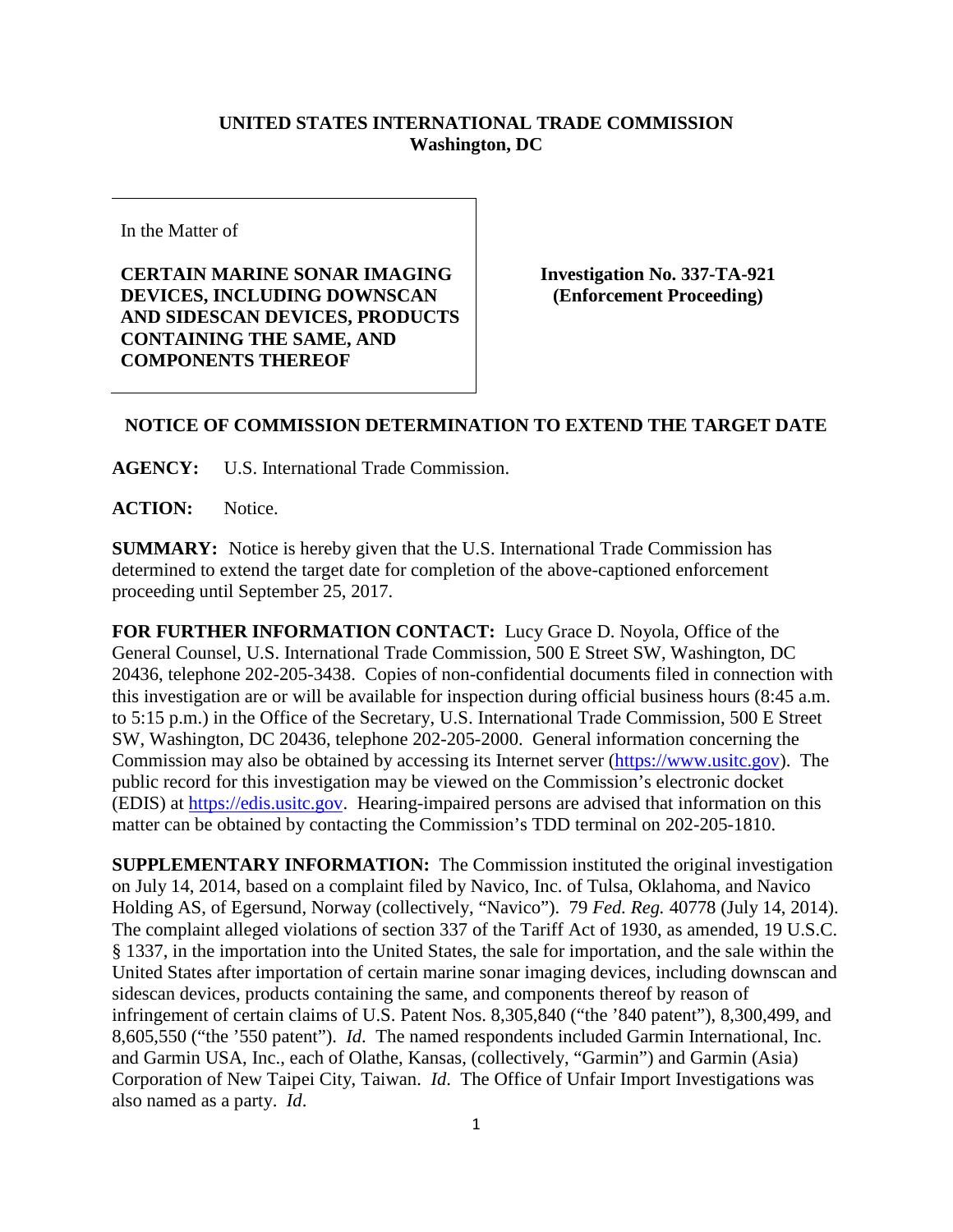**UNITED STATES INTERNATIONAL TRADE COMMISSION**
**Washington, DC**

| In the Matter of<br><br>**CERTAIN MARINE SONAR IMAGING DEVICES, INCLUDING DOWNSCAN AND SIDESCAN DEVICES, PRODUCTS CONTAINING THE SAME, AND COMPONENTS THEREOF** | **Investigation No. 337-TA-921**<br>**(Enforcement Proceeding)** |
|---|---|

**NOTICE OF COMMISSION DETERMINATION TO EXTEND THE TARGET DATE**

**AGENCY:** U.S. International Trade Commission.

**ACTION:** Notice.

**SUMMARY:** Notice is hereby given that the U.S. International Trade Commission has determined to extend the target date for completion of the above-captioned enforcement proceeding until September 25, 2017.

**FOR FURTHER INFORMATION CONTACT:** Lucy Grace D. Noyola, Office of the General Counsel, U.S. International Trade Commission, 500 E Street SW, Washington, DC 20436, telephone 202-205-3438. Copies of non-confidential documents filed in connection with this investigation are or will be available for inspection during official business hours (8:45 a.m. to 5:15 p.m.) in the Office of the Secretary, U.S. International Trade Commission, 500 E Street SW, Washington, DC 20436, telephone 202-205-2000. General information concerning the Commission may also be obtained by accessing its Internet server (https://www.usitc.gov). The public record for this investigation may be viewed on the Commission's electronic docket (EDIS) at https://edis.usitc.gov. Hearing-impaired persons are advised that information on this matter can be obtained by contacting the Commission's TDD terminal on 202-205-1810.

**SUPPLEMENTARY INFORMATION:** The Commission instituted the original investigation on July 14, 2014, based on a complaint filed by Navico, Inc. of Tulsa, Oklahoma, and Navico Holding AS, of Egersund, Norway (collectively, "Navico"). 79 *Fed. Reg.* 40778 (July 14, 2014). The complaint alleged violations of section 337 of the Tariff Act of 1930, as amended, 19 U.S.C. § 1337, in the importation into the United States, the sale for importation, and the sale within the United States after importation of certain marine sonar imaging devices, including downscan and sidescan devices, products containing the same, and components thereof by reason of infringement of certain claims of U.S. Patent Nos. 8,305,840 ("the '840 patent"), 8,300,499, and 8,605,550 ("the '550 patent"). *Id*. The named respondents included Garmin International, Inc. and Garmin USA, Inc., each of Olathe, Kansas, (collectively, "Garmin") and Garmin (Asia) Corporation of New Taipei City, Taiwan. *Id*. The Office of Unfair Import Investigations was also named as a party. *Id*.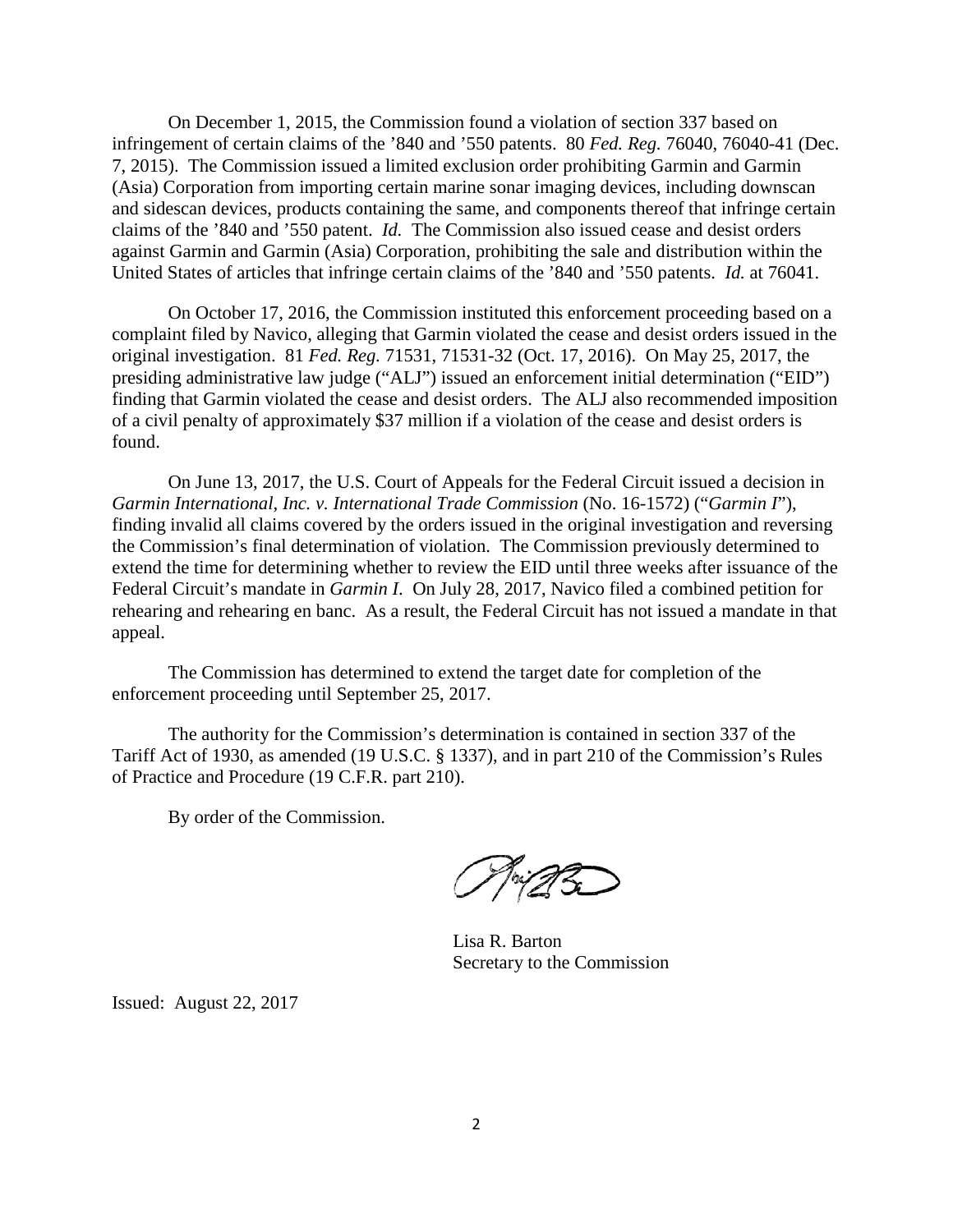On December 1, 2015, the Commission found a violation of section 337 based on infringement of certain claims of the '840 and '550 patents. 80 *Fed. Reg.* 76040, 76040-41 (Dec. 7, 2015). The Commission issued a limited exclusion order prohibiting Garmin and Garmin (Asia) Corporation from importing certain marine sonar imaging devices, including downscan and sidescan devices, products containing the same, and components thereof that infringe certain claims of the '840 and '550 patent. *Id.* The Commission also issued cease and desist orders against Garmin and Garmin (Asia) Corporation, prohibiting the sale and distribution within the United States of articles that infringe certain claims of the '840 and '550 patents. *Id.* at 76041.

On October 17, 2016, the Commission instituted this enforcement proceeding based on a complaint filed by Navico, alleging that Garmin violated the cease and desist orders issued in the original investigation. 81 *Fed. Reg.* 71531, 71531-32 (Oct. 17, 2016). On May 25, 2017, the presiding administrative law judge ("ALJ") issued an enforcement initial determination ("EID") finding that Garmin violated the cease and desist orders. The ALJ also recommended imposition of a civil penalty of approximately $37 million if a violation of the cease and desist orders is found.

On June 13, 2017, the U.S. Court of Appeals for the Federal Circuit issued a decision in *Garmin International, Inc. v. International Trade Commission* (No. 16-1572) ("*Garmin I*"), finding invalid all claims covered by the orders issued in the original investigation and reversing the Commission's final determination of violation. The Commission previously determined to extend the time for determining whether to review the EID until three weeks after issuance of the Federal Circuit's mandate in *Garmin I*. On July 28, 2017, Navico filed a combined petition for rehearing and rehearing en banc. As a result, the Federal Circuit has not issued a mandate in that appeal.

The Commission has determined to extend the target date for completion of the enforcement proceeding until September 25, 2017.

The authority for the Commission's determination is contained in section 337 of the Tariff Act of 1930, as amended (19 U.S.C. § 1337), and in part 210 of the Commission's Rules of Practice and Procedure (19 C.F.R. part 210).

By order of the Commission.

Lisa R. Barton
Secretary to the Commission

Issued: August 22, 2017